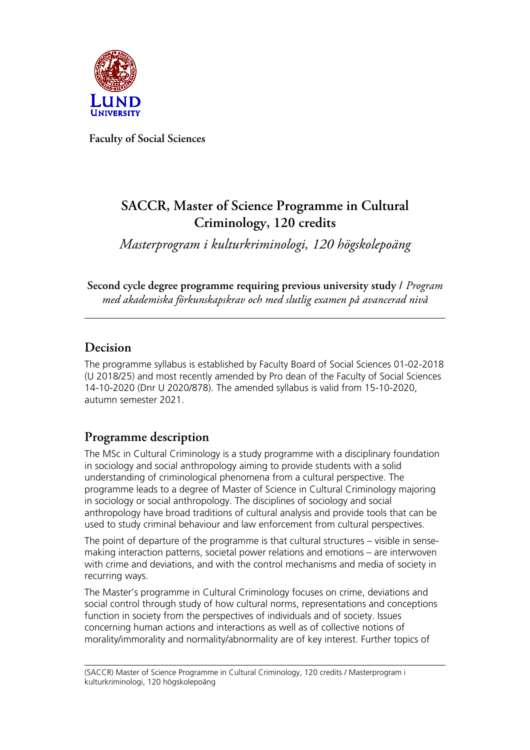**Faculty of Social Sciences**

# SACCR, Master of Science Programme in Cultural Criminology, 120 credits

*Masterprogram i kulturkriminologi, 120 högskolepoäng*

**Second cycle degree programme requiring previous university study /** *Program med akademiska förkunskapskrav och med slutlig examen på avancerad nivå*

---

## Decision

The programme syllabus is established by Faculty Board of Social Sciences 01-02-2018 (U 2018/25) and most recently amended by Pro dean of the Faculty of Social Sciences 14-10-2020 (Dnr U 2020/878). The amended syllabus is valid from 15-10-2020, autumn semester 2021.

## Programme description

The MSc in Cultural Criminology is a study programme with a disciplinary foundation in sociology and social anthropology aiming to provide students with a solid understanding of criminological phenomena from a cultural perspective. The programme leads to a degree of Master of Science in Cultural Criminology majoring in sociology or social anthropology. The disciplines of sociology and social anthropology have broad traditions of cultural analysis and provide tools that can be used to study criminal behaviour and law enforcement from cultural perspectives.

The point of departure of the programme is that cultural structures – visible in sense-making interaction patterns, societal power relations and emotions – are interwoven with crime and deviations, and with the control mechanisms and media of society in recurring ways.

The Master's programme in Cultural Criminology focuses on crime, deviations and social control through study of how cultural norms, representations and conceptions function in society from the perspectives of individuals and of society. Issues concerning human actions and interactions as well as of collective notions of morality/immorality and normality/abnormality are of key interest. Further topics of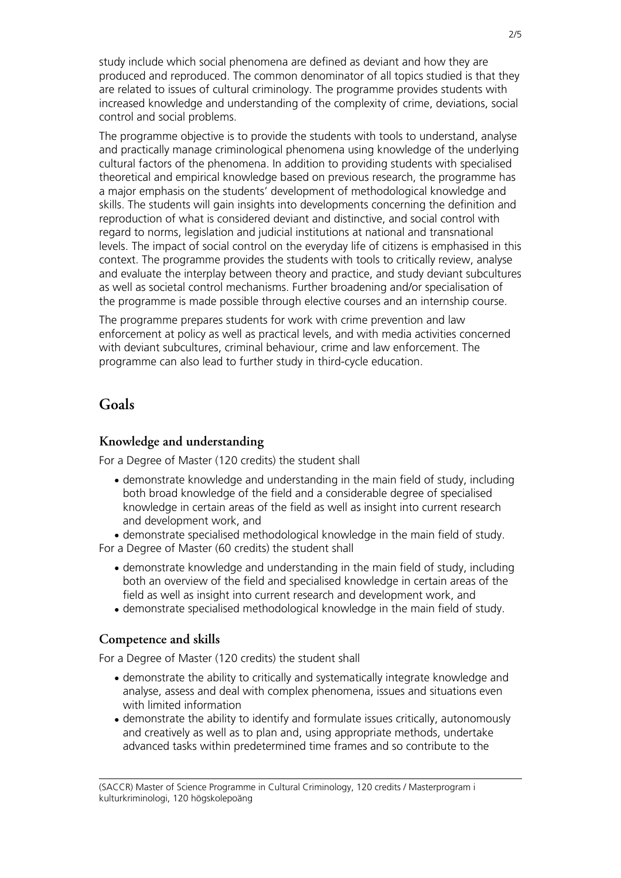study include which social phenomena are defined as deviant and how they are produced and reproduced. The common denominator of all topics studied is that they are related to issues of cultural criminology. The programme provides students with increased knowledge and understanding of the complexity of crime, deviations, social control and social problems.

The programme objective is to provide the students with tools to understand, analyse and practically manage criminological phenomena using knowledge of the underlying cultural factors of the phenomena. In addition to providing students with specialised theoretical and empirical knowledge based on previous research, the programme has a major emphasis on the students' development of methodological knowledge and skills. The students will gain insights into developments concerning the definition and reproduction of what is considered deviant and distinctive, and social control with regard to norms, legislation and judicial institutions at national and transnational levels. The impact of social control on the everyday life of citizens is emphasised in this context. The programme provides the students with tools to critically review, analyse and evaluate the interplay between theory and practice, and study deviant subcultures as well as societal control mechanisms. Further broadening and/or specialisation of the programme is made possible through elective courses and an internship course.

The programme prepares students for work with crime prevention and law enforcement at policy as well as practical levels, and with media activities concerned with deviant subcultures, criminal behaviour, crime and law enforcement. The programme can also lead to further study in third-cycle education.

# Goals

## Knowledge and understanding

For a Degree of Master (120 credits) the student shall

- demonstrate knowledge and understanding in the main field of study, including both broad knowledge of the field and a considerable degree of specialised knowledge in certain areas of the field as well as insight into current research and development work, and
- demonstrate specialised methodological knowledge in the main field of study.

For a Degree of Master (60 credits) the student shall

- demonstrate knowledge and understanding in the main field of study, including both an overview of the field and specialised knowledge in certain areas of the field as well as insight into current research and development work, and
- demonstrate specialised methodological knowledge in the main field of study.

## Competence and skills

For a Degree of Master (120 credits) the student shall

- demonstrate the ability to critically and systematically integrate knowledge and analyse, assess and deal with complex phenomena, issues and situations even with limited information
- demonstrate the ability to identify and formulate issues critically, autonomously and creatively as well as to plan and, using appropriate methods, undertake advanced tasks within predetermined time frames and so contribute to the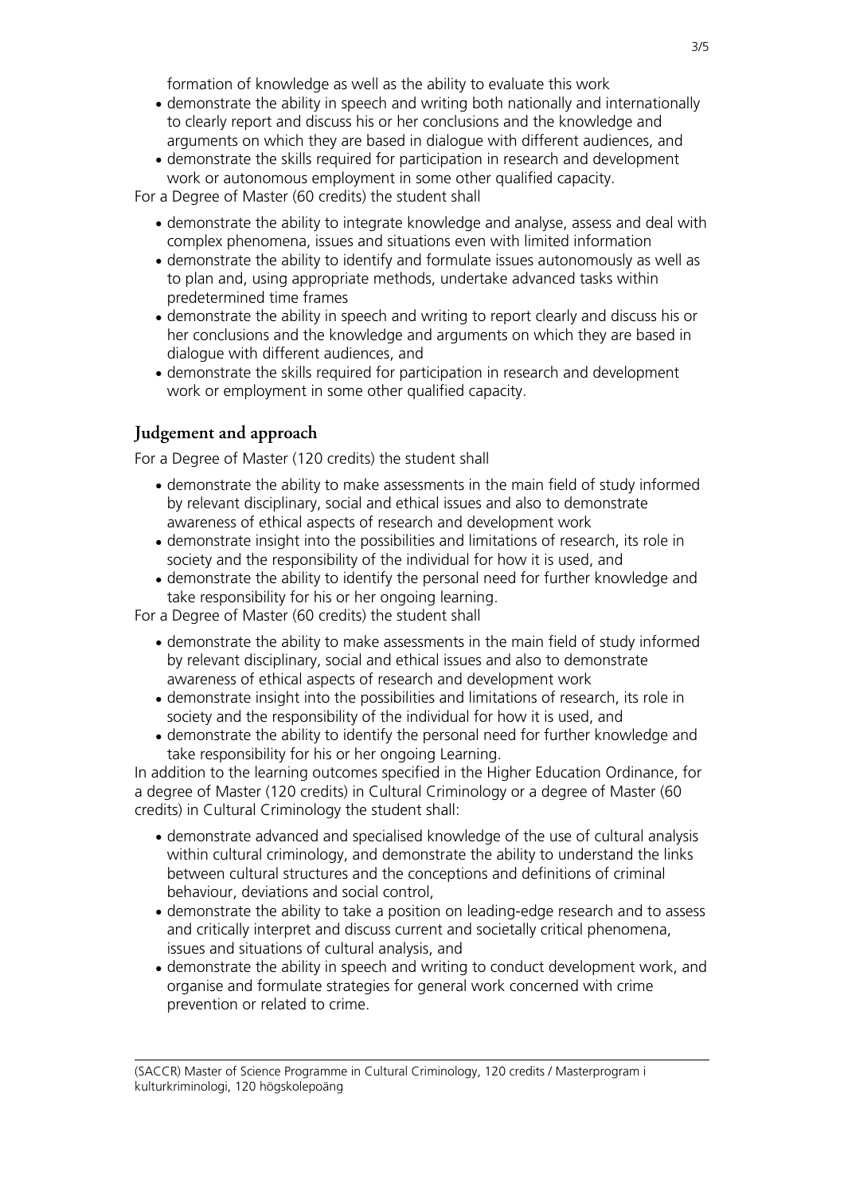formation of knowledge as well as the ability to evaluate this work

- demonstrate the ability in speech and writing both nationally and internationally to clearly report and discuss his or her conclusions and the knowledge and arguments on which they are based in dialogue with different audiences, and
- demonstrate the skills required for participation in research and development work or autonomous employment in some other qualified capacity.

For a Degree of Master (60 credits) the student shall

- demonstrate the ability to integrate knowledge and analyse, assess and deal with complex phenomena, issues and situations even with limited information
- demonstrate the ability to identify and formulate issues autonomously as well as to plan and, using appropriate methods, undertake advanced tasks within predetermined time frames
- demonstrate the ability in speech and writing to report clearly and discuss his or her conclusions and the knowledge and arguments on which they are based in dialogue with different audiences, and
- demonstrate the skills required for participation in research and development work or employment in some other qualified capacity.

## Judgement and approach

For a Degree of Master (120 credits) the student shall

- demonstrate the ability to make assessments in the main field of study informed by relevant disciplinary, social and ethical issues and also to demonstrate awareness of ethical aspects of research and development work
- demonstrate insight into the possibilities and limitations of research, its role in society and the responsibility of the individual for how it is used, and
- demonstrate the ability to identify the personal need for further knowledge and take responsibility for his or her ongoing learning.

For a Degree of Master (60 credits) the student shall

- demonstrate the ability to make assessments in the main field of study informed by relevant disciplinary, social and ethical issues and also to demonstrate awareness of ethical aspects of research and development work
- demonstrate insight into the possibilities and limitations of research, its role in society and the responsibility of the individual for how it is used, and
- demonstrate the ability to identify the personal need for further knowledge and take responsibility for his or her ongoing Learning.

In addition to the learning outcomes specified in the Higher Education Ordinance, for a degree of Master (120 credits) in Cultural Criminology or a degree of Master (60 credits) in Cultural Criminology the student shall:

- demonstrate advanced and specialised knowledge of the use of cultural analysis within cultural criminology, and demonstrate the ability to understand the links between cultural structures and the conceptions and definitions of criminal behaviour, deviations and social control,
- demonstrate the ability to take a position on leading-edge research and to assess and critically interpret and discuss current and societally critical phenomena, issues and situations of cultural analysis, and
- demonstrate the ability in speech and writing to conduct development work, and organise and formulate strategies for general work concerned with crime prevention or related to crime.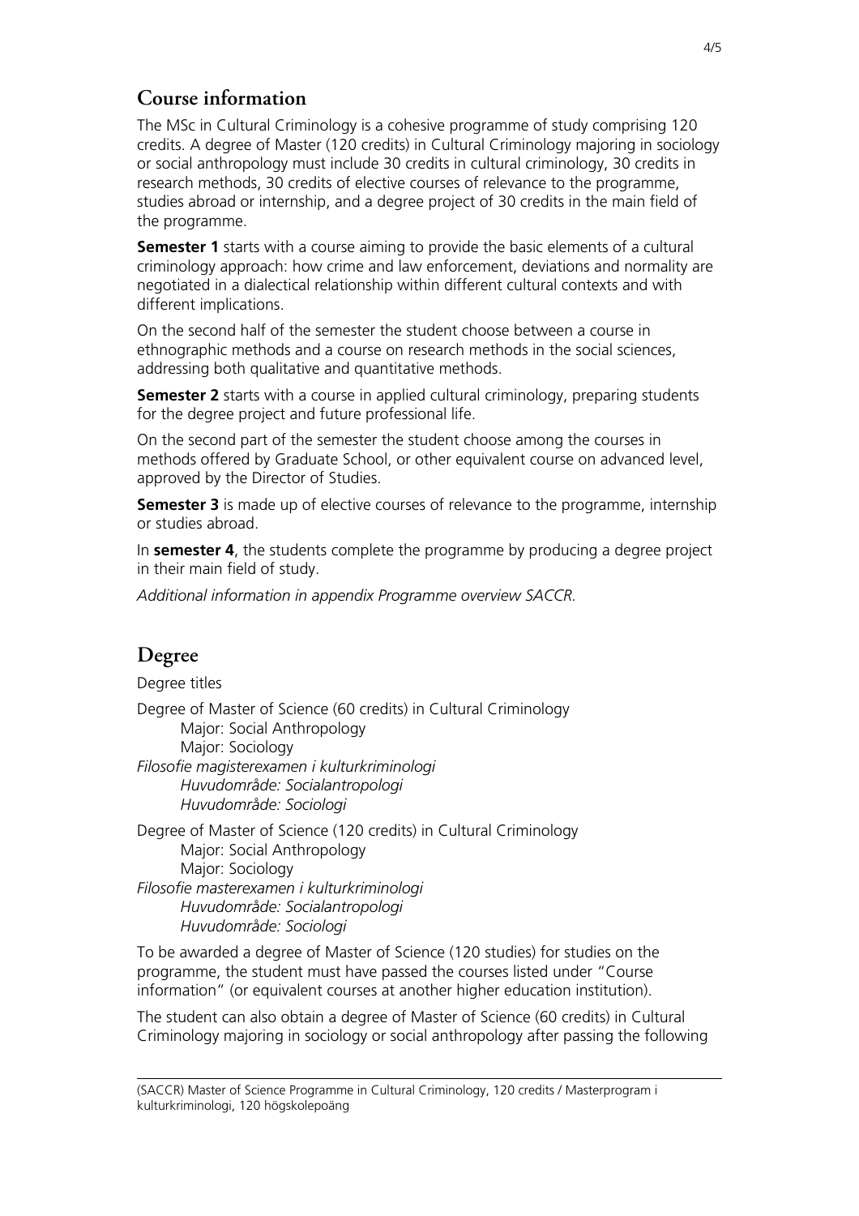## Course information

The MSc in Cultural Criminology is a cohesive programme of study comprising 120 credits. A degree of Master (120 credits) in Cultural Criminology majoring in sociology or social anthropology must include 30 credits in cultural criminology, 30 credits in research methods, 30 credits of elective courses of relevance to the programme, studies abroad or internship, and a degree project of 30 credits in the main field of the programme.

**Semester 1** starts with a course aiming to provide the basic elements of a cultural criminology approach: how crime and law enforcement, deviations and normality are negotiated in a dialectical relationship within different cultural contexts and with different implications.

On the second half of the semester the student choose between a course in ethnographic methods and a course on research methods in the social sciences, addressing both qualitative and quantitative methods.

**Semester 2** starts with a course in applied cultural criminology, preparing students for the degree project and future professional life.

On the second part of the semester the student choose among the courses in methods offered by Graduate School, or other equivalent course on advanced level, approved by the Director of Studies.

**Semester 3** is made up of elective courses of relevance to the programme, internship or studies abroad.

In **semester 4**, the students complete the programme by producing a degree project in their main field of study.

*Additional information in appendix Programme overview SACCR.*

## Degree

Degree titles

Degree of Master of Science (60 credits) in Cultural Criminology
Major: Social Anthropology
Major: Sociology
*Filosofie magisterexamen i kulturkriminologi*
*Huvudområde: Socialantropologi*
*Huvudområde: Sociologi*

Degree of Master of Science (120 credits) in Cultural Criminology
Major: Social Anthropology
Major: Sociology
*Filosofie masterexamen i kulturkriminologi*
*Huvudområde: Socialantropologi*
*Huvudområde: Sociologi*

To be awarded a degree of Master of Science (120 studies) for studies on the programme, the student must have passed the courses listed under "Course information" (or equivalent courses at another higher education institution).

The student can also obtain a degree of Master of Science (60 credits) in Cultural Criminology majoring in sociology or social anthropology after passing the following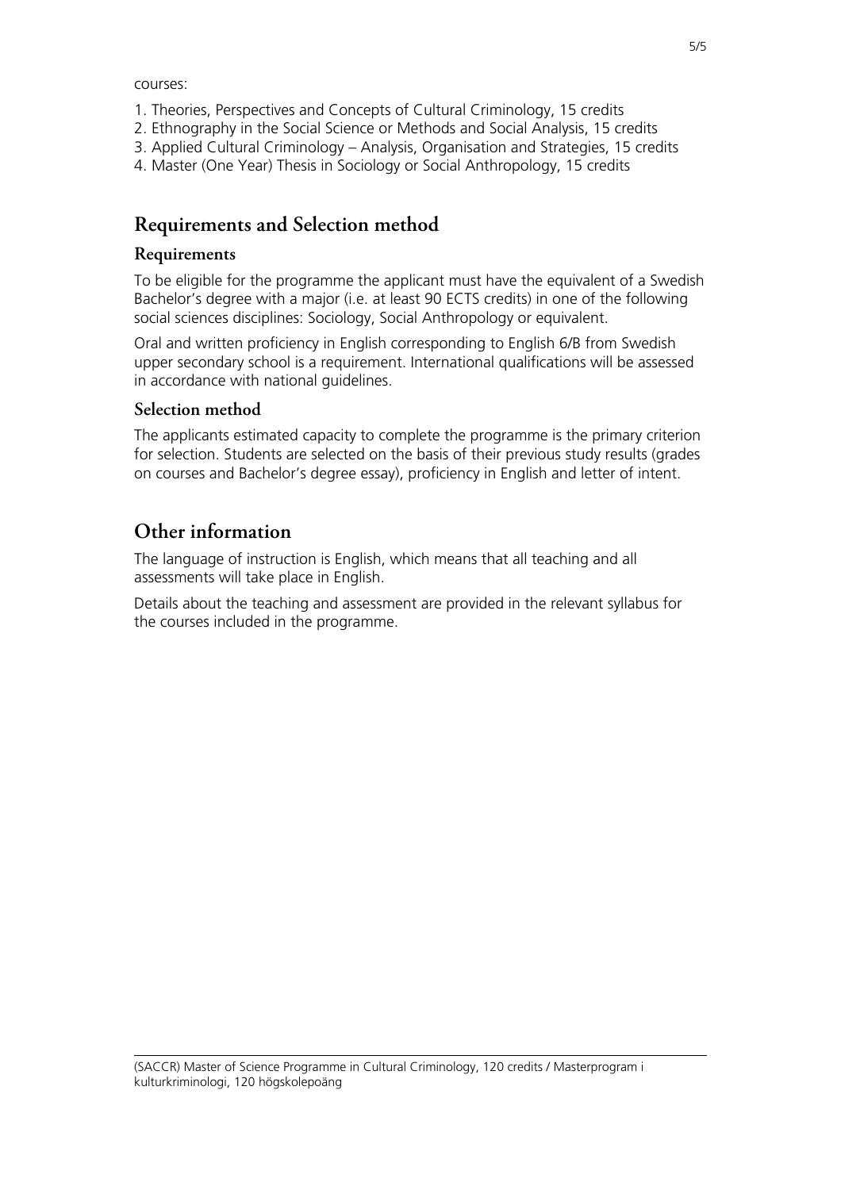courses:

1. Theories, Perspectives and Concepts of Cultural Criminology, 15 credits
2. Ethnography in the Social Science or Methods and Social Analysis, 15 credits
3. Applied Cultural Criminology – Analysis, Organisation and Strategies, 15 credits
4. Master (One Year) Thesis in Sociology or Social Anthropology, 15 credits

## Requirements and Selection method

### Requirements

To be eligible for the programme the applicant must have the equivalent of a Swedish Bachelor's degree with a major (i.e. at least 90 ECTS credits) in one of the following social sciences disciplines: Sociology, Social Anthropology or equivalent.

Oral and written proficiency in English corresponding to English 6/B from Swedish upper secondary school is a requirement. International qualifications will be assessed in accordance with national guidelines.

### Selection method

The applicants estimated capacity to complete the programme is the primary criterion for selection. Students are selected on the basis of their previous study results (grades on courses and Bachelor's degree essay), proficiency in English and letter of intent.

## Other information

The language of instruction is English, which means that all teaching and all assessments will take place in English.

Details about the teaching and assessment are provided in the relevant syllabus for the courses included in the programme.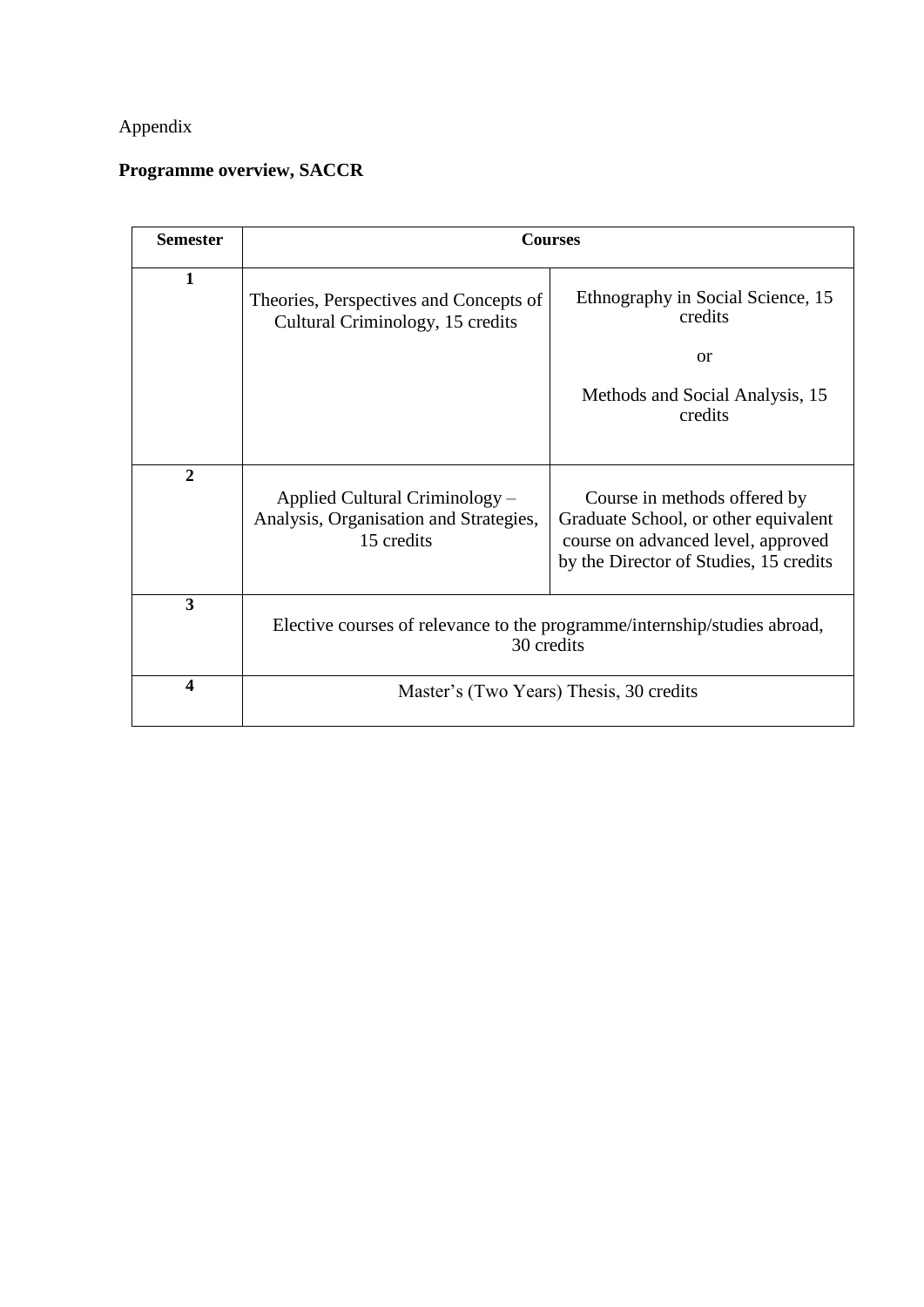Appendix

**Programme overview, SACCR**

| Semester | Courses | |
|---|---|---|
| **1** | Theories, Perspectives and Concepts of Cultural Criminology, 15 credits | Ethnography in Social Science, 15 credits<br><br>or<br><br>Methods and Social Analysis, 15 credits |
| **2** | Applied Cultural Criminology – Analysis, Organisation and Strategies, 15 credits | Course in methods offered by Graduate School, or other equivalent course on advanced level, approved by the Director of Studies, 15 credits |
| **3** | Elective courses of relevance to the programme/internship/studies abroad, 30 credits | |
| **4** | Master's (Two Years) Thesis, 30 credits | |